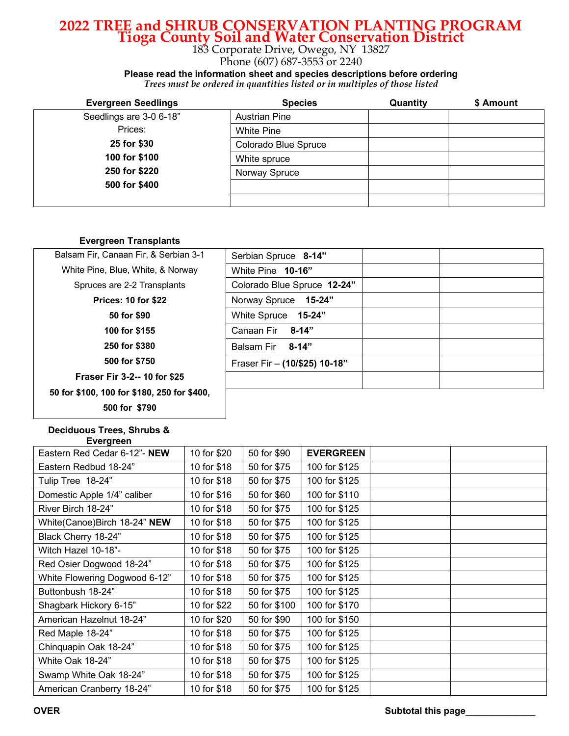# 2022 TREE and SHRUB CONSERVATION PLANTING PROGRAM
## Tioga County Soil and Water Conservation District

183 Corporate Drive, Owego, NY 13827
Phone (607) 687-3553 or 2240

**Please read the information sheet and species descriptions before ordering**
*Trees must be ordered in quantities listed or in multiples of those listed*

| Evergreen Seedlings | Species | Quantity | $ Amount |
|---|---|---|---|
| Seedlings are 3-0 6-18" | Austrian Pine | | |
| Prices: | White Pine | | |
| **25 for $30** | Colorado Blue Spruce | | |
| **100 for $100** | White spruce | | |
| **250 for $220** | Norway Spruce | | |
| **500 for $400** | | | |
| | | | |

**Evergreen Transplants**

| Evergreen Transplants | Species | Quantity | $ Amount |
|---|---|---|---|
| Balsam Fir, Canaan Fir, & Serbian 3-1 | Serbian Spruce **8-14"** | | |
| White Pine, Blue, White, & Norway | White Pine **10-16"** | | |
| Spruces are 2-2 Transplants | Colorado Blue Spruce **12-24"** | | |
| **Prices: 10 for $22** | Norway Spruce **15-24"** | | |
| **50 for $90** | White Spruce **15-24"** | | |
| **100 for $155** | Canaan Fir **8-14"** | | |
| **250 for $380** | Balsam Fir **8-14"** | | |
| **500 for $750** | Fraser Fir – **(10/$25) 10-18"** | | |
| **Fraser Fir 3-2-- 10 for $25** | | | |
| **50 for $100, 100 for $180, 250 for $400,** | | | |
| **500 for $790** | | | |

**Deciduous Trees, Shrubs & Evergreen**

| Species | | | | Quantity | $ Amount |
|---|---|---|---|---|---|
| Eastern Red Cedar 6-12"- **NEW** | 10 for $20 | 50 for $90 | **EVERGREEN** | | |
| Eastern Redbud 18-24" | 10 for $18 | 50 for $75 | 100 for $125 | | |
| Tulip Tree 18-24" | 10 for $18 | 50 for $75 | 100 for $125 | | |
| Domestic Apple 1/4" caliber | 10 for $16 | 50 for $60 | 100 for $110 | | |
| River Birch 18-24" | 10 for $18 | 50 for $75 | 100 for $125 | | |
| White(Canoe)Birch 18-24" **NEW** | 10 for $18 | 50 for $75 | 100 for $125 | | |
| Black Cherry 18-24" | 10 for $18 | 50 for $75 | 100 for $125 | | |
| Witch Hazel 10-18"- | 10 for $18 | 50 for $75 | 100 for $125 | | |
| Red Osier Dogwood 18-24" | 10 for $18 | 50 for $75 | 100 for $125 | | |
| White Flowering Dogwood 6-12" | 10 for $18 | 50 for $75 | 100 for $125 | | |
| Buttonbush 18-24" | 10 for $18 | 50 for $75 | 100 for $125 | | |
| Shagbark Hickory 6-15" | 10 for $22 | 50 for $100 | 100 for $170 | | |
| American Hazelnut 18-24" | 10 for $20 | 50 for $90 | 100 for $150 | | |
| Red Maple 18-24" | 10 for $18 | 50 for $75 | 100 for $125 | | |
| Chinquapin Oak 18-24" | 10 for $18 | 50 for $75 | 100 for $125 | | |
| White Oak 18-24" | 10 for $18 | 50 for $75 | 100 for $125 | | |
| Swamp White Oak 18-24" | 10 for $18 | 50 for $75 | 100 for $125 | | |
| American Cranberry 18-24" | 10 for $18 | 50 for $75 | 100 for $125 | | |

**OVER** **Subtotal this page**_____________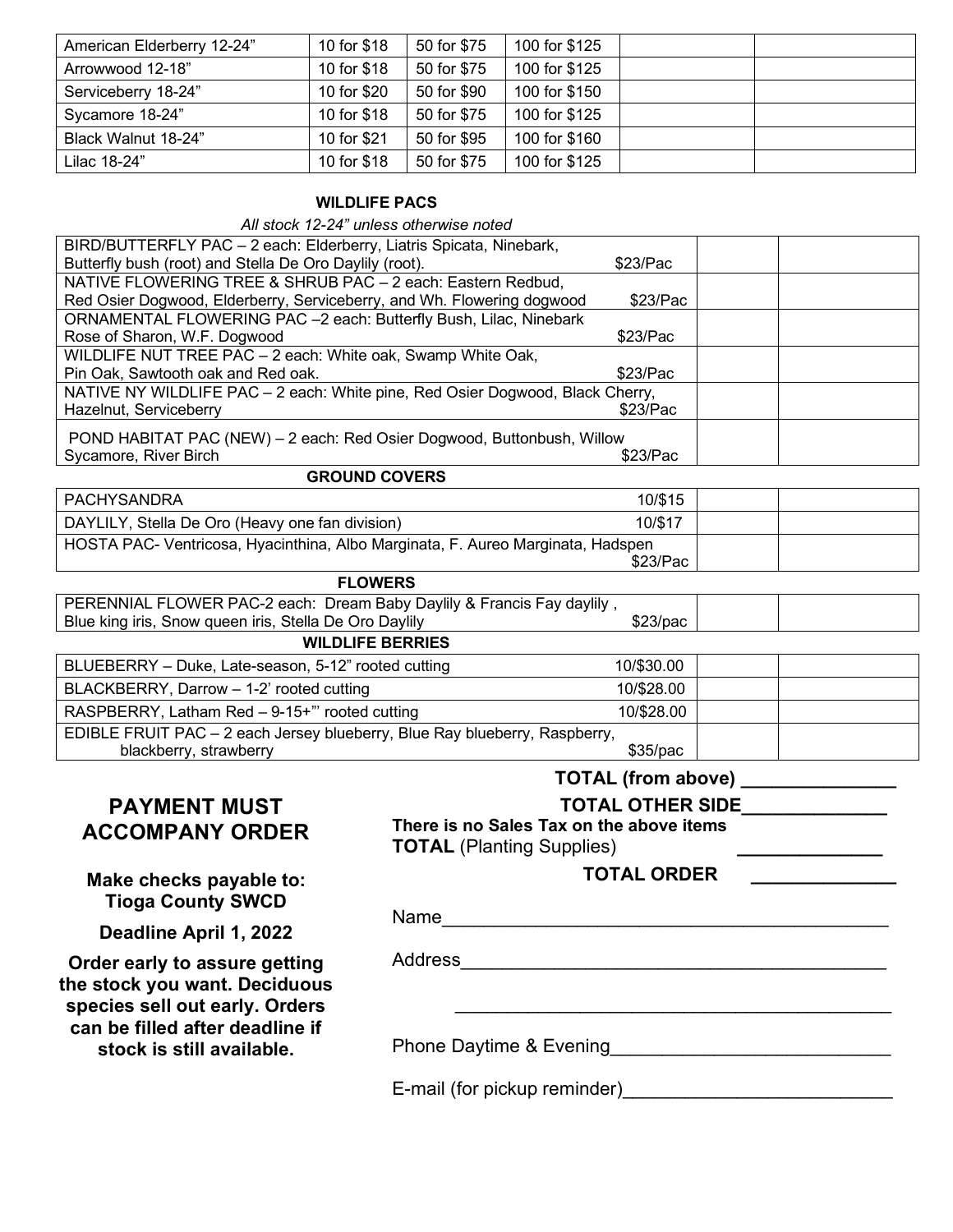| | | | | | |
|---|---|---|---|---|---|
| American Elderberry 12-24" | 10 for $18 | 50 for $75 | 100 for $125 | | |
| Arrowwood 12-18" | 10 for $18 | 50 for $75 | 100 for $125 | | |
| Serviceberry 18-24" | 10 for $20 | 50 for $90 | 100 for $150 | | |
| Sycamore 18-24" | 10 for $18 | 50 for $75 | 100 for $125 | | |
| Black Walnut 18-24" | 10 for $21 | 50 for $95 | 100 for $160 | | |
| Lilac 18-24" | 10 for $18 | 50 for $75 | 100 for $125 | | |

**WILDLIFE PACS**

*All stock 12-24" unless otherwise noted*

| | | | |
|---|---|---|---|
| BIRD/BUTTERFLY PAC – 2 each: Elderberry, Liatris Spicata, Ninebark, Butterfly bush (root) and Stella De Oro Daylily (root). | $23/Pac | | |
| NATIVE FLOWERING TREE & SHRUB PAC – 2 each: Eastern Redbud, Red Osier Dogwood, Elderberry, Serviceberry, and Wh. Flowering dogwood | $23/Pac | | |
| ORNAMENTAL FLOWERING PAC –2 each: Butterfly Bush, Lilac, Ninebark Rose of Sharon, W.F. Dogwood | $23/Pac | | |
| WILDLIFE NUT TREE PAC – 2 each: White oak, Swamp White Oak, Pin Oak, Sawtooth oak and Red oak. | $23/Pac | | |
| NATIVE NY WILDLIFE PAC – 2 each: White pine, Red Osier Dogwood, Black Cherry, Hazelnut, Serviceberry | $23/Pac | | |
| POND HABITAT PAC (NEW) – 2 each: Red Osier Dogwood, Buttonbush, Willow Sycamore, River Birch | $23/Pac | | |

**GROUND COVERS**

| | | | |
|---|---|---|---|
| PACHYSANDRA | 10/$15 | | |
| DAYLILY, Stella De Oro (Heavy one fan division) | 10/$17 | | |
| HOSTA PAC- Ventricosa, Hyacinthina, Albo Marginata, F. Aureo Marginata, Hadspen | $23/Pac | | |

**FLOWERS**

| | | | |
|---|---|---|---|
| PERENNIAL FLOWER PAC-2 each: Dream Baby Daylily & Francis Fay daylily , Blue king iris, Snow queen iris, Stella De Oro Daylily | $23/pac | | |

**WILDLIFE BERRIES**

| | | | |
|---|---|---|---|
| BLUEBERRY – Duke, Late-season, 5-12" rooted cutting | 10/$30.00 | | |
| BLACKBERRY, Darrow – 1-2' rooted cutting | 10/$28.00 | | |
| RASPBERRY, Latham Red – 9-15+"' rooted cutting | 10/$28.00 | | |
| EDIBLE FRUIT PAC – 2 each Jersey blueberry, Blue Ray blueberry, Raspberry, blackberry, strawberry | $35/pac | | |

**TOTAL (from above)** \_\_\_\_\_\_\_\_\_\_\_\_\_\_

**TOTAL OTHER SIDE**\_\_\_\_\_\_\_\_\_\_\_\_\_

**There is no Sales Tax on the above items**

**TOTAL** (Planting Supplies) \_\_\_\_\_\_\_\_\_\_\_\_\_

**TOTAL ORDER** \_\_\_\_\_\_\_\_\_\_\_\_\_

Name\_\_\_\_\_\_\_\_\_\_\_\_\_\_\_\_\_\_\_\_\_\_\_\_\_\_\_\_\_\_\_\_\_\_\_\_\_\_\_\_

Address\_\_\_\_\_\_\_\_\_\_\_\_\_\_\_\_\_\_\_\_\_\_\_\_\_\_\_\_\_\_\_\_\_\_\_\_\_\_

\_\_\_\_\_\_\_\_\_\_\_\_\_\_\_\_\_\_\_\_\_\_\_\_\_\_\_\_\_\_\_\_\_\_\_\_\_\_\_\_

Phone Daytime & Evening\_\_\_\_\_\_\_\_\_\_\_\_\_\_\_\_\_\_\_\_\_\_\_\_\_\_

E-mail (for pickup reminder)\_\_\_\_\_\_\_\_\_\_\_\_\_\_\_\_\_\_\_\_\_\_\_\_\_

## PAYMENT MUST ACCOMPANY ORDER

**Make checks payable to: Tioga County SWCD**

**Deadline April 1, 2022**

**Order early to assure getting the stock you want. Deciduous species sell out early. Orders can be filled after deadline if stock is still available.**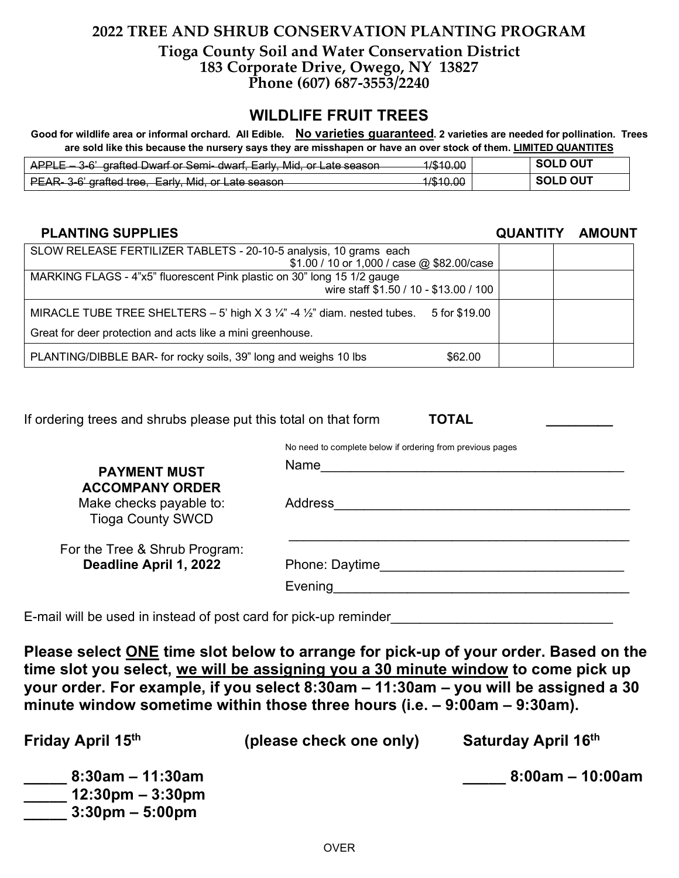# 2022 TREE AND SHRUB CONSERVATION PLANTING PROGRAM

**Tioga County Soil and Water Conservation District**
**183 Corporate Drive, Owego, NY 13827**
**Phone (607) 687-3553/2240**

## WILDLIFE FRUIT TREES

**Good for wildlife area or informal orchard. All Edible. <u>No varieties guaranteed</u>. 2 varieties are needed for pollination. Trees are sold like this because the nursery says they are misshapen or have an over stock of them. <u>LIMITED QUANTITES</u>**

| | | | |
|---|---|---|---|
| ~~APPLE – 3-6' grafted Dwarf or Semi- dwarf, Early, Mid, or Late season~~ | ~~1/$10.00~~ | | **SOLD OUT** |
| ~~PEAR- 3-6' grafted tree, Early, Mid, or Late season~~ | ~~1/$10.00~~ | | **SOLD OUT** |

| PLANTING SUPPLIES | QUANTITY | AMOUNT |
|---|---|---|
| SLOW RELEASE FERTILIZER TABLETS - 20-10-5 analysis, 10 grams each $1.00 / 10 or 1,000 / case @ $82.00/case | | |
| MARKING FLAGS - 4"x5" fluorescent Pink plastic on 30" long 15 1/2 gauge wire staff $1.50 / 10 - $13.00 / 100 | | |
| MIRACLE TUBE TREE SHELTERS – 5' high X 3 ¼" -4 ½" diam. nested tubes. 5 for $19.00<br>Great for deer protection and acts like a mini greenhouse. | | |
| PLANTING/DIBBLE BAR- for rocky soils, 39" long and weighs 10 lbs $62.00 | | |

If ordering trees and shrubs please put this total on that form **TOTAL** _________

No need to complete below if ordering from previous pages

**PAYMENT MUST ACCOMPANY ORDER**
Make checks payable to:
Tioga County SWCD

For the Tree & Shrub Program:
**Deadline April 1, 2022**

Name_________________________________________

Address_______________________________________

______________________________________________

Phone: Daytime_________________________________

Evening_______________________________________

E-mail will be used in instead of post card for pick-up reminder_____________________________

**Please select <u>ONE</u> time slot below to arrange for pick-up of your order. Based on the time slot you select, <u>we will be assigning you a 30 minute window</u> to come pick up your order. For example, if you select 8:30am – 11:30am – you will be assigned a 30 minute window sometime within those three hours (i.e. – 9:00am – 9:30am).**

**Friday April 15th** **(please check one only)** **Saturday April 16th**

**_____ 8:30am – 11:30am**
**_____ 12:30pm – 3:30pm**
**_____ 3:30pm – 5:00pm**

**_____ 8:00am – 10:00am**

OVER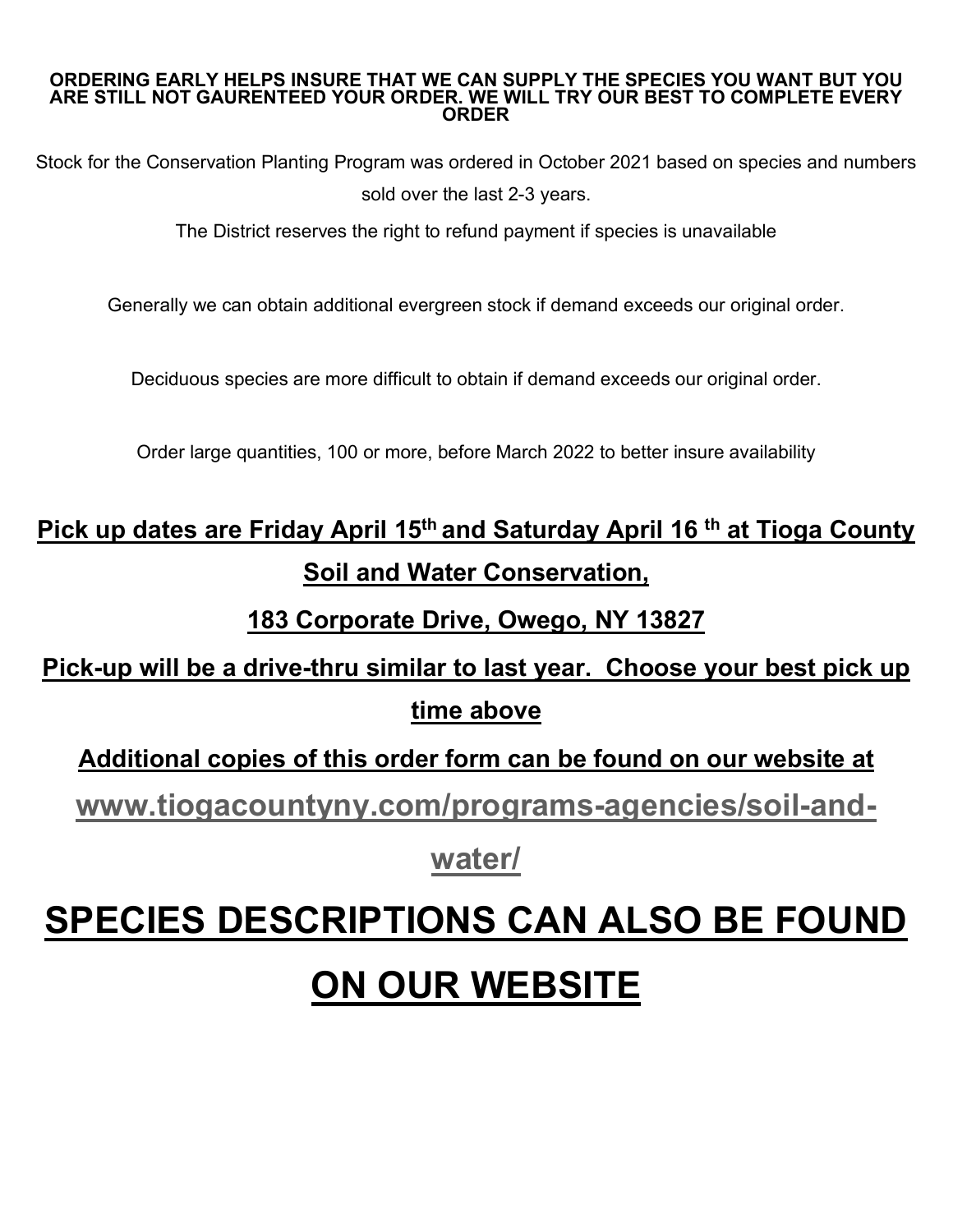**ORDERING EARLY HELPS INSURE THAT WE CAN SUPPLY THE SPECIES YOU WANT BUT YOU ARE STILL NOT GAURENTEED YOUR ORDER. WE WILL TRY OUR BEST TO COMPLETE EVERY ORDER**

Stock for the Conservation Planting Program was ordered in October 2021 based on species and numbers sold over the last 2-3 years.

The District reserves the right to refund payment if species is unavailable

Generally we can obtain additional evergreen stock if demand exceeds our original order.

Deciduous species are more difficult to obtain if demand exceeds our original order.

Order large quantities, 100 or more, before March 2022 to better insure availability

**Pick up dates are Friday April 15th and Saturday April 16 th at Tioga County Soil and Water Conservation,**

**183 Corporate Drive, Owego, NY 13827**

**Pick-up will be a drive-thru similar to last year. Choose your best pick up time above**

**Additional copies of this order form can be found on our website at**

**www.tiogacountyny.com/programs-agencies/soil-and-water/**

# SPECIES DESCRIPTIONS CAN ALSO BE FOUND ON OUR WEBSITE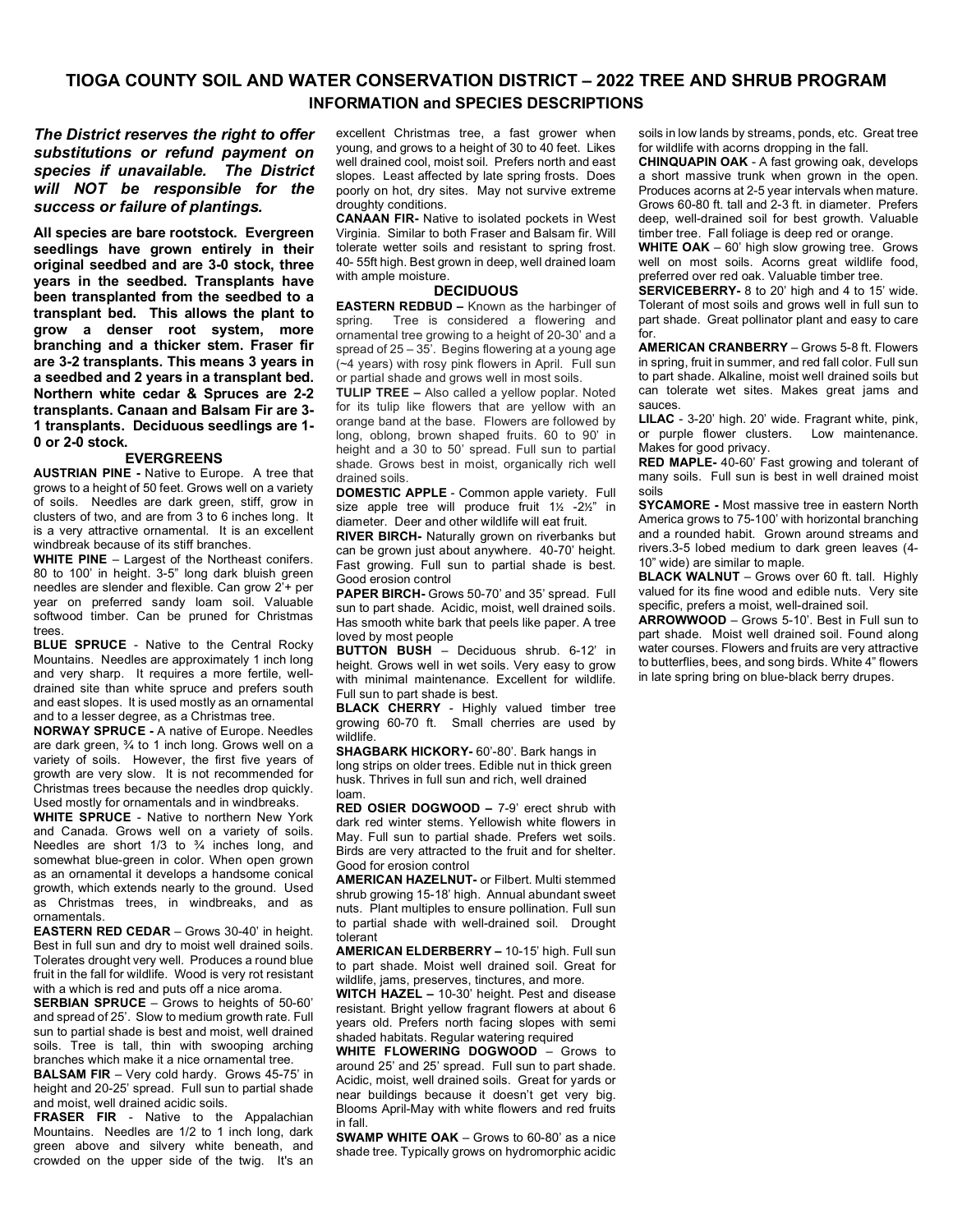# TIOGA COUNTY SOIL AND WATER CONSERVATION DISTRICT – 2022 TREE AND SHRUB PROGRAM

## INFORMATION and SPECIES DESCRIPTIONS

***The District reserves the right to offer substitutions or refund payment on species if unavailable. The District will NOT be responsible for the success or failure of plantings.***

**All species are bare rootstock. Evergreen seedlings have grown entirely in their original seedbed and are 3-0 stock, three years in the seedbed. Transplants have been transplanted from the seedbed to a transplant bed. This allows the plant to grow a denser root system, more branching and a thicker stem. Fraser fir are 3-2 transplants. This means 3 years in a seedbed and 2 years in a transplant bed. Northern white cedar & Spruces are 2-2 transplants. Canaan and Balsam Fir are 3-1 transplants. Deciduous seedlings are 1-0 or 2-0 stock.**

### EVERGREENS

**AUSTRIAN PINE -** Native to Europe. A tree that grows to a height of 50 feet. Grows well on a variety of soils. Needles are dark green, stiff, grow in clusters of two, and are from 3 to 6 inches long. It is a very attractive ornamental. It is an excellent windbreak because of its stiff branches.

**WHITE PINE** – Largest of the Northeast conifers. 80 to 100' in height. 3-5" long dark bluish green needles are slender and flexible. Can grow 2'+ per year on preferred sandy loam soil. Valuable softwood timber. Can be pruned for Christmas trees.

**BLUE SPRUCE** - Native to the Central Rocky Mountains. Needles are approximately 1 inch long and very sharp. It requires a more fertile, well-drained site than white spruce and prefers south and east slopes. It is used mostly as an ornamental and to a lesser degree, as a Christmas tree.

**NORWAY SPRUCE -** A native of Europe. Needles are dark green, ¾ to 1 inch long. Grows well on a variety of soils. However, the first five years of growth are very slow. It is not recommended for Christmas trees because the needles drop quickly. Used mostly for ornamentals and in windbreaks.

**WHITE SPRUCE** - Native to northern New York and Canada. Grows well on a variety of soils. Needles are short 1/3 to ¾ inches long, and somewhat blue-green in color. When open grown as an ornamental it develops a handsome conical growth, which extends nearly to the ground. Used as Christmas trees, in windbreaks, and as ornamentals.

**EASTERN RED CEDAR** – Grows 30-40' in height. Best in full sun and dry to moist well drained soils. Tolerates drought very well. Produces a round blue fruit in the fall for wildlife. Wood is very rot resistant with a which is red and puts off a nice aroma.

**SERBIAN SPRUCE** – Grows to heights of 50-60' and spread of 25'. Slow to medium growth rate. Full sun to partial shade is best and moist, well drained soils. Tree is tall, thin with swooping arching branches which make it a nice ornamental tree.

**BALSAM FIR** – Very cold hardy. Grows 45-75' in height and 20-25' spread. Full sun to partial shade and moist, well drained acidic soils.

**FRASER FIR** - Native to the Appalachian Mountains. Needles are 1/2 to 1 inch long, dark green above and silvery white beneath, and crowded on the upper side of the twig. It's an excellent Christmas tree, a fast grower when young, and grows to a height of 30 to 40 feet. Likes well drained cool, moist soil. Prefers north and east slopes. Least affected by late spring frosts. Does poorly on hot, dry sites. May not survive extreme droughty conditions.

**CANAAN FIR-** Native to isolated pockets in West Virginia. Similar to both Fraser and Balsam fir. Will tolerate wetter soils and resistant to spring frost. 40- 55ft high. Best grown in deep, well drained loam with ample moisture.

### DECIDUOUS

**EASTERN REDBUD –** Known as the harbinger of spring. Tree is considered a flowering and ornamental tree growing to a height of 20-30' and a spread of 25 – 35'. Begins flowering at a young age (~4 years) with rosy pink flowers in April. Full sun or partial shade and grows well in most soils.

**TULIP TREE –** Also called a yellow poplar. Noted for its tulip like flowers that are yellow with an orange band at the base. Flowers are followed by long, oblong, brown shaped fruits. 60 to 90' in height and a 30 to 50' spread. Full sun to partial shade. Grows best in moist, organically rich well drained soils.

**DOMESTIC APPLE** - Common apple variety. Full size apple tree will produce fruit 1½ -2½" in diameter. Deer and other wildlife will eat fruit.

**RIVER BIRCH-** Naturally grown on riverbanks but can be grown just about anywhere. 40-70' height. Fast growing. Full sun to partial shade is best. Good erosion control

**PAPER BIRCH-** Grows 50-70' and 35' spread. Full sun to part shade. Acidic, moist, well drained soils. Has smooth white bark that peels like paper. A tree loved by most people

**BUTTON BUSH** – Deciduous shrub. 6-12' in height. Grows well in wet soils. Very easy to grow with minimal maintenance. Excellent for wildlife. Full sun to part shade is best.

**BLACK CHERRY** - Highly valued timber tree growing 60-70 ft. Small cherries are used by wildlife.

**SHAGBARK HICKORY-** 60'-80'. Bark hangs in long strips on older trees. Edible nut in thick green husk. Thrives in full sun and rich, well drained loam.

**RED OSIER DOGWOOD –** 7-9' erect shrub with dark red winter stems. Yellowish white flowers in May. Full sun to partial shade. Prefers wet soils. Birds are very attracted to the fruit and for shelter. Good for erosion control

**AMERICAN HAZELNUT-** or Filbert. Multi stemmed shrub growing 15-18' high. Annual abundant sweet nuts. Plant multiples to ensure pollination. Full sun to partial shade with well-drained soil. Drought tolerant

**AMERICAN ELDERBERRY –** 10-15' high. Full sun to part shade. Moist well drained soil. Great for wildlife, jams, preserves, tinctures, and more.

**WITCH HAZEL –** 10-30' height. Pest and disease resistant. Bright yellow fragrant flowers at about 6 years old. Prefers north facing slopes with semi shaded habitats. Regular watering required

**WHITE FLOWERING DOGWOOD** – Grows to around 25' and 25' spread. Full sun to part shade. Acidic, moist, well drained soils. Great for yards or near buildings because it doesn't get very big. Blooms April-May with white flowers and red fruits in fall.

**SWAMP WHITE OAK** – Grows to 60-80' as a nice shade tree. Typically grows on hydromorphic acidic soils in low lands by streams, ponds, etc. Great tree for wildlife with acorns dropping in the fall.

**CHINQUAPIN OAK** - A fast growing oak, develops a short massive trunk when grown in the open. Produces acorns at 2-5 year intervals when mature. Grows 60-80 ft. tall and 2-3 ft. in diameter. Prefers deep, well-drained soil for best growth. Valuable timber tree. Fall foliage is deep red or orange.

**WHITE OAK** – 60' high slow growing tree. Grows well on most soils. Acorns great wildlife food, preferred over red oak. Valuable timber tree.

**SERVICEBERRY-** 8 to 20' high and 4 to 15' wide. Tolerant of most soils and grows well in full sun to part shade. Great pollinator plant and easy to care for.

**AMERICAN CRANBERRY** – Grows 5-8 ft. Flowers in spring, fruit in summer, and red fall color. Full sun to part shade. Alkaline, moist well drained soils but can tolerate wet sites. Makes great jams and sauces.

**LILAC** - 3-20' high. 20' wide. Fragrant white, pink, or purple flower clusters. Low maintenance. Makes for good privacy.

**RED MAPLE-** 40-60' Fast growing and tolerant of many soils. Full sun is best in well drained moist soils

**SYCAMORE -** Most massive tree in eastern North America grows to 75-100' with horizontal branching and a rounded habit. Grown around streams and rivers.3-5 lobed medium to dark green leaves (4-10" wide) are similar to maple.

**BLACK WALNUT** – Grows over 60 ft. tall. Highly valued for its fine wood and edible nuts. Very site specific, prefers a moist, well-drained soil.

**ARROWWOOD** – Grows 5-10'. Best in Full sun to part shade. Moist well drained soil. Found along water courses. Flowers and fruits are very attractive to butterflies, bees, and song birds. White 4" flowers in late spring bring on blue-black berry drupes.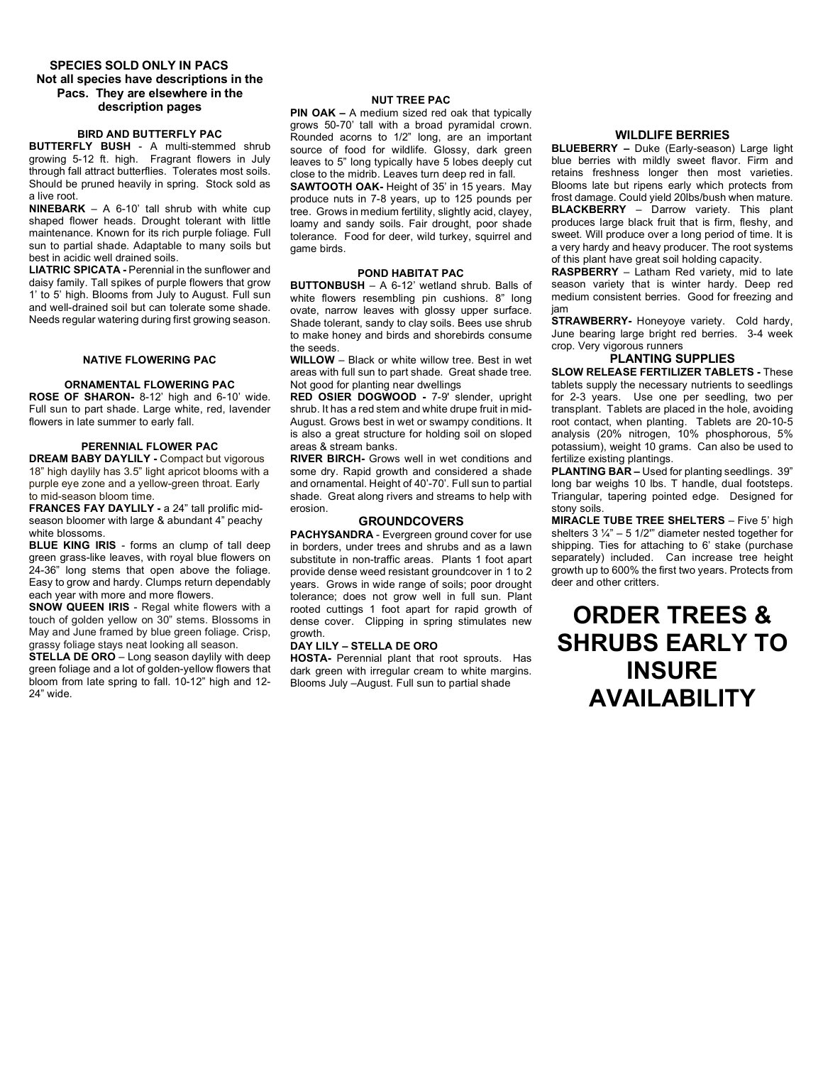## SPECIES SOLD ONLY IN PACS
## Not all species have descriptions in the Pacs. They are elsewhere in the description pages

### BIRD AND BUTTERFLY PAC

**BUTTERFLY BUSH** - A multi-stemmed shrub growing 5-12 ft. high. Fragrant flowers in July through fall attract butterflies. Tolerates most soils. Should be pruned heavily in spring. Stock sold as a live root.

**NINEBARK** – A 6-10' tall shrub with white cup shaped flower heads. Drought tolerant with little maintenance. Known for its rich purple foliage. Full sun to partial shade. Adaptable to many soils but best in acidic well drained soils.

**LIATRIC SPICATA -** Perennial in the sunflower and daisy family. Tall spikes of purple flowers that grow 1' to 5' high. Blooms from July to August. Full sun and well-drained soil but can tolerate some shade. Needs regular watering during first growing season.

### NATIVE FLOWERING PAC

### ORNAMENTAL FLOWERING PAC

**ROSE OF SHARON-** 8-12' high and 6-10' wide. Full sun to part shade. Large white, red, lavender flowers in late summer to early fall.

### PERENNIAL FLOWER PAC

**DREAM BABY DAYLILY -** Compact but vigorous 18" high daylily has 3.5" light apricot blooms with a purple eye zone and a yellow-green throat. Early to mid-season bloom time.

**FRANCES FAY DAYLILY -** a 24" tall prolific mid-season bloomer with large & abundant 4" peachy white blossoms.

**BLUE KING IRIS** - forms an clump of tall deep green grass-like leaves, with royal blue flowers on 24-36" long stems that open above the foliage. Easy to grow and hardy. Clumps return dependably each year with more and more flowers.

**SNOW QUEEN IRIS** - Regal white flowers with a touch of golden yellow on 30" stems. Blossoms in May and June framed by blue green foliage. Crisp, grassy foliage stays neat looking all season.

**STELLA DE ORO** – Long season daylily with deep green foliage and a lot of golden-yellow flowers that bloom from late spring to fall. 10-12" high and 12-24" wide.

### NUT TREE PAC

**PIN OAK –** A medium sized red oak that typically grows 50-70' tall with a broad pyramidal crown. Rounded acorns to 1/2" long, are an important source of food for wildlife. Glossy, dark green leaves to 5" long typically have 5 lobes deeply cut close to the midrib. Leaves turn deep red in fall.

**SAWTOOTH OAK-** Height of 35' in 15 years. May produce nuts in 7-8 years, up to 125 pounds per tree. Grows in medium fertility, slightly acid, clayey, loamy and sandy soils. Fair drought, poor shade tolerance. Food for deer, wild turkey, squirrel and game birds.

### POND HABITAT PAC

**BUTTONBUSH** – A 6-12' wetland shrub. Balls of white flowers resembling pin cushions. 8" long ovate, narrow leaves with glossy upper surface. Shade tolerant, sandy to clay soils. Bees use shrub to make honey and birds and shorebirds consume the seeds.

**WILLOW** – Black or white willow tree. Best in wet areas with full sun to part shade. Great shade tree. Not good for planting near dwellings

**RED OSIER DOGWOOD -** 7-9' slender, upright shrub. It has a red stem and white drupe fruit in mid-August. Grows best in wet or swampy conditions. It is also a great structure for holding soil on sloped areas & stream banks.

**RIVER BIRCH-** Grows well in wet conditions and some dry. Rapid growth and considered a shade and ornamental. Height of 40'-70'. Full sun to partial shade. Great along rivers and streams to help with erosion.

### GROUNDCOVERS

**PACHYSANDRA** - Evergreen ground cover for use in borders, under trees and shrubs and as a lawn substitute in non-traffic areas. Plants 1 foot apart provide dense weed resistant groundcover in 1 to 2 years. Grows in wide range of soils; poor drought tolerance; does not grow well in full sun. Plant rooted cuttings 1 foot apart for rapid growth of dense cover. Clipping in spring stimulates new growth.

**DAY LILY – STELLA DE ORO**

**HOSTA-** Perennial plant that root sprouts. Has dark green with irregular cream to white margins. Blooms July –August. Full sun to partial shade

### WILDLIFE BERRIES

**BLUEBERRY –** Duke (Early-season) Large light blue berries with mildly sweet flavor. Firm and retains freshness longer then most varieties. Blooms late but ripens early which protects from frost damage. Could yield 20lbs/bush when mature.

**BLACKBERRY** – Darrow variety. This plant produces large black fruit that is firm, fleshy, and sweet. Will produce over a long period of time. It is a very hardy and heavy producer. The root systems of this plant have great soil holding capacity.

**RASPBERRY** – Latham Red variety, mid to late season variety that is winter hardy. Deep red medium consistent berries. Good for freezing and jam

**STRAWBERRY-** Honeyoye variety. Cold hardy, June bearing large bright red berries. 3-4 week crop. Very vigorous runners

### PLANTING SUPPLIES

**SLOW RELEASE FERTILIZER TABLETS -** These tablets supply the necessary nutrients to seedlings for 2-3 years. Use one per seedling, two per transplant. Tablets are placed in the hole, avoiding root contact, when planting. Tablets are 20-10-5 analysis (20% nitrogen, 10% phosphorous, 5% potassium), weight 10 grams. Can also be used to fertilize existing plantings.

**PLANTING BAR –** Used for planting seedlings. 39" long bar weighs 10 lbs. T handle, dual footsteps. Triangular, tapering pointed edge. Designed for stony soils.

**MIRACLE TUBE TREE SHELTERS** – Five 5' high shelters 3 ¼" – 5 1/2"' diameter nested together for shipping. Ties for attaching to 6' stake (purchase separately) included. Can increase tree height growth up to 600% the first two years. Protects from deer and other critters.

# ORDER TREES & SHRUBS EARLY TO INSURE AVAILABILITY